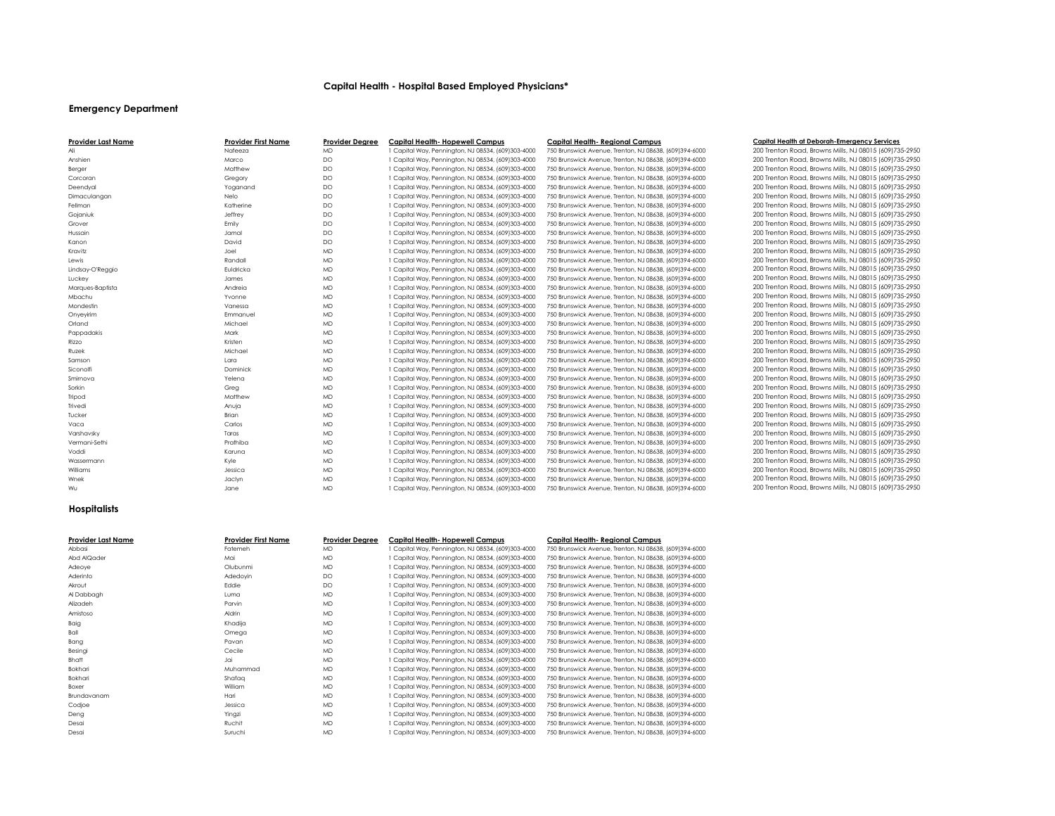# Capital Health - Hospital Based Employed Physicians*

## Emergency Department

| Provider Last Name | Provider First Name | Provider Degree | Capital Health- Hopewell Campus | Capital Health- Regional Campus | Capital Health at Deborah-Emergency Services |
|---|---|---|---|---|---|
| Ali | Nafeeza | MD | 1 Capital Way, Pennington, NJ 08534, (609)303-4000 | 750 Brunswick Avenue, Trenton, NJ 08638, (609)394-6000 | 200 Trenton Road, Browns Mills, NJ 08015 (609)735-2950 |
| Anshien | Marco | DO | 1 Capital Way, Pennington, NJ 08534, (609)303-4000 | 750 Brunswick Avenue, Trenton, NJ 08638, (609)394-6000 | 200 Trenton Road, Browns Mills, NJ 08015 (609)735-2950 |
| Berger | Matthew | DO | 1 Capital Way, Pennington, NJ 08534, (609)303-4000 | 750 Brunswick Avenue, Trenton, NJ 08638, (609)394-6000 | 200 Trenton Road, Browns Mills, NJ 08015 (609)735-2950 |
| Corcoran | Gregory | DO | 1 Capital Way, Pennington, NJ 08534, (609)303-4000 | 750 Brunswick Avenue, Trenton, NJ 08638, (609)394-6000 | 200 Trenton Road, Browns Mills, NJ 08015 (609)735-2950 |
| Deendyal | Yoganand | DO | 1 Capital Way, Pennington, NJ 08534, (609)303-4000 | 750 Brunswick Avenue, Trenton, NJ 08638, (609)394-6000 | 200 Trenton Road, Browns Mills, NJ 08015 (609)735-2950 |
| Dimaculangan | Nelo | DO | 1 Capital Way, Pennington, NJ 08534, (609)303-4000 | 750 Brunswick Avenue, Trenton, NJ 08638, (609)394-6000 | 200 Trenton Road, Browns Mills, NJ 08015 (609)735-2950 |
| Fellman | Katherine | DO | 1 Capital Way, Pennington, NJ 08534, (609)303-4000 | 750 Brunswick Avenue, Trenton, NJ 08638, (609)394-6000 | 200 Trenton Road, Browns Mills, NJ 08015 (609)735-2950 |
| Gojaniuk | Jeffrey | DO | 1 Capital Way, Pennington, NJ 08534, (609)303-4000 | 750 Brunswick Avenue, Trenton, NJ 08638, (609)394-6000 | 200 Trenton Road, Browns Mills, NJ 08015 (609)735-2950 |
| Grover | Emily | DO | 1 Capital Way, Pennington, NJ 08534, (609)303-4000 | 750 Brunswick Avenue, Trenton, NJ 08638, (609)394-6000 | 200 Trenton Road, Browns Mills, NJ 08015 (609)735-2950 |
| Hussain | Jamal | DO | 1 Capital Way, Pennington, NJ 08534, (609)303-4000 | 750 Brunswick Avenue, Trenton, NJ 08638, (609)394-6000 | 200 Trenton Road, Browns Mills, NJ 08015 (609)735-2950 |
| Kanon | David | DO | 1 Capital Way, Pennington, NJ 08534, (609)303-4000 | 750 Brunswick Avenue, Trenton, NJ 08638, (609)394-6000 | 200 Trenton Road, Browns Mills, NJ 08015 (609)735-2950 |
| Kravitz | Joel | MD | 1 Capital Way, Pennington, NJ 08534, (609)303-4000 | 750 Brunswick Avenue, Trenton, NJ 08638, (609)394-6000 | 200 Trenton Road, Browns Mills, NJ 08015 (609)735-2950 |
| Lewis | Randall | MD | 1 Capital Way, Pennington, NJ 08534, (609)303-4000 | 750 Brunswick Avenue, Trenton, NJ 08638, (609)394-6000 | 200 Trenton Road, Browns Mills, NJ 08015 (609)735-2950 |
| Lindsay-O'Reggio | Euldricka | MD | 1 Capital Way, Pennington, NJ 08534, (609)303-4000 | 750 Brunswick Avenue, Trenton, NJ 08638, (609)394-6000 | 200 Trenton Road, Browns Mills, NJ 08015 (609)735-2950 |
| Luckey | James | MD | 1 Capital Way, Pennington, NJ 08534, (609)303-4000 | 750 Brunswick Avenue, Trenton, NJ 08638, (609)394-6000 | 200 Trenton Road, Browns Mills, NJ 08015 (609)735-2950 |
| Marques-Baptista | Andreia | MD | 1 Capital Way, Pennington, NJ 08534, (609)303-4000 | 750 Brunswick Avenue, Trenton, NJ 08638, (609)394-6000 | 200 Trenton Road, Browns Mills, NJ 08015 (609)735-2950 |
| Mbachu | Yvonne | MD | 1 Capital Way, Pennington, NJ 08534, (609)303-4000 | 750 Brunswick Avenue, Trenton, NJ 08638, (609)394-6000 | 200 Trenton Road, Browns Mills, NJ 08015 (609)735-2950 |
| Mondestin | Vanessa | MD | 1 Capital Way, Pennington, NJ 08534, (609)303-4000 | 750 Brunswick Avenue, Trenton, NJ 08638, (609)394-6000 | 200 Trenton Road, Browns Mills, NJ 08015 (609)735-2950 |
| Onyeyirim | Emmanuel | MD | 1 Capital Way, Pennington, NJ 08534, (609)303-4000 | 750 Brunswick Avenue, Trenton, NJ 08638, (609)394-6000 | 200 Trenton Road, Browns Mills, NJ 08015 (609)735-2950 |
| Orland | Michael | MD | 1 Capital Way, Pennington, NJ 08534, (609)303-4000 | 750 Brunswick Avenue, Trenton, NJ 08638, (609)394-6000 | 200 Trenton Road, Browns Mills, NJ 08015 (609)735-2950 |
| Pappadakis | Mark | MD | 1 Capital Way, Pennington, NJ 08534, (609)303-4000 | 750 Brunswick Avenue, Trenton, NJ 08638, (609)394-6000 | 200 Trenton Road, Browns Mills, NJ 08015 (609)735-2950 |
| Rizzo | Kristen | MD | 1 Capital Way, Pennington, NJ 08534, (609)303-4000 | 750 Brunswick Avenue, Trenton, NJ 08638, (609)394-6000 | 200 Trenton Road, Browns Mills, NJ 08015 (609)735-2950 |
| Ruzek | Michael | MD | 1 Capital Way, Pennington, NJ 08534, (609)303-4000 | 750 Brunswick Avenue, Trenton, NJ 08638, (609)394-6000 | 200 Trenton Road, Browns Mills, NJ 08015 (609)735-2950 |
| Samson | Lara | MD | 1 Capital Way, Pennington, NJ 08534, (609)303-4000 | 750 Brunswick Avenue, Trenton, NJ 08638, (609)394-6000 | 200 Trenton Road, Browns Mills, NJ 08015 (609)735-2950 |
| Siconolfi | Dominick | MD | 1 Capital Way, Pennington, NJ 08534, (609)303-4000 | 750 Brunswick Avenue, Trenton, NJ 08638, (609)394-6000 | 200 Trenton Road, Browns Mills, NJ 08015 (609)735-2950 |
| Smirnova | Yelena | MD | 1 Capital Way, Pennington, NJ 08534, (609)303-4000 | 750 Brunswick Avenue, Trenton, NJ 08638, (609)394-6000 | 200 Trenton Road, Browns Mills, NJ 08015 (609)735-2950 |
| Sorkin | Greg | MD | 1 Capital Way, Pennington, NJ 08534, (609)303-4000 | 750 Brunswick Avenue, Trenton, NJ 08638, (609)394-6000 | 200 Trenton Road, Browns Mills, NJ 08015 (609)735-2950 |
| Tripod | Matthew | MD | 1 Capital Way, Pennington, NJ 08534, (609)303-4000 | 750 Brunswick Avenue, Trenton, NJ 08638, (609)394-6000 | 200 Trenton Road, Browns Mills, NJ 08015 (609)735-2950 |
| Trivedi | Anuja | MD | 1 Capital Way, Pennington, NJ 08534, (609)303-4000 | 750 Brunswick Avenue, Trenton, NJ 08638, (609)394-6000 | 200 Trenton Road, Browns Mills, NJ 08015 (609)735-2950 |
| Tucker | Brian | MD | 1 Capital Way, Pennington, NJ 08534, (609)303-4000 | 750 Brunswick Avenue, Trenton, NJ 08638, (609)394-6000 | 200 Trenton Road, Browns Mills, NJ 08015 (609)735-2950 |
| Vaca | Carlos | MD | 1 Capital Way, Pennington, NJ 08534, (609)303-4000 | 750 Brunswick Avenue, Trenton, NJ 08638, (609)394-6000 | 200 Trenton Road, Browns Mills, NJ 08015 (609)735-2950 |
| Varshavsky | Taras | MD | 1 Capital Way, Pennington, NJ 08534, (609)303-4000 | 750 Brunswick Avenue, Trenton, NJ 08638, (609)394-6000 | 200 Trenton Road, Browns Mills, NJ 08015 (609)735-2950 |
| Vermani-Sethi | Prathiba | MD | 1 Capital Way, Pennington, NJ 08534, (609)303-4000 | 750 Brunswick Avenue, Trenton, NJ 08638, (609)394-6000 | 200 Trenton Road, Browns Mills, NJ 08015 (609)735-2950 |
| Voddi | Karuna | MD | 1 Capital Way, Pennington, NJ 08534, (609)303-4000 | 750 Brunswick Avenue, Trenton, NJ 08638, (609)394-6000 | 200 Trenton Road, Browns Mills, NJ 08015 (609)735-2950 |
| Wassermann | Kyle | MD | 1 Capital Way, Pennington, NJ 08534, (609)303-4000 | 750 Brunswick Avenue, Trenton, NJ 08638, (609)394-6000 | 200 Trenton Road, Browns Mills, NJ 08015 (609)735-2950 |
| Williams | Jessica | MD | 1 Capital Way, Pennington, NJ 08534, (609)303-4000 | 750 Brunswick Avenue, Trenton, NJ 08638, (609)394-6000 | 200 Trenton Road, Browns Mills, NJ 08015 (609)735-2950 |
| Wnek | Jaclyn | MD | 1 Capital Way, Pennington, NJ 08534, (609)303-4000 | 750 Brunswick Avenue, Trenton, NJ 08638, (609)394-6000 | 200 Trenton Road, Browns Mills, NJ 08015 (609)735-2950 |
| Wu | Jane | MD | 1 Capital Way, Pennington, NJ 08534, (609)303-4000 | 750 Brunswick Avenue, Trenton, NJ 08638, (609)394-6000 | 200 Trenton Road, Browns Mills, NJ 08015 (609)735-2950 |

## Hospitalists

| Provider Last Name | Provider First Name | Provider Degree | Capital Health- Hopewell Campus | Capital Health- Regional Campus |
|---|---|---|---|---|
| Abbasi | Fatemeh | MD | 1 Capital Way, Pennington, NJ 08534, (609)303-4000 | 750 Brunswick Avenue, Trenton, NJ 08638, (609)394-6000 |
| Abd AlQader | Mai | MD | 1 Capital Way, Pennington, NJ 08534, (609)303-4000 | 750 Brunswick Avenue, Trenton, NJ 08638, (609)394-6000 |
| Adeoye | Olubunmi | MD | 1 Capital Way, Pennington, NJ 08534, (609)303-4000 | 750 Brunswick Avenue, Trenton, NJ 08638, (609)394-6000 |
| Aderinto | Adedoyin | DO | 1 Capital Way, Pennington, NJ 08534, (609)303-4000 | 750 Brunswick Avenue, Trenton, NJ 08638, (609)394-6000 |
| Akrout | Eddie | DO | 1 Capital Way, Pennington, NJ 08534, (609)303-4000 | 750 Brunswick Avenue, Trenton, NJ 08638, (609)394-6000 |
| Al Dabbagh | Luma | MD | 1 Capital Way, Pennington, NJ 08534, (609)303-4000 | 750 Brunswick Avenue, Trenton, NJ 08638, (609)394-6000 |
| Alizadeh | Parvin | MD | 1 Capital Way, Pennington, NJ 08534, (609)303-4000 | 750 Brunswick Avenue, Trenton, NJ 08638, (609)394-6000 |
| Amistoso | Aldrin | MD | 1 Capital Way, Pennington, NJ 08534, (609)303-4000 | 750 Brunswick Avenue, Trenton, NJ 08638, (609)394-6000 |
| Baig | Khadija | MD | 1 Capital Way, Pennington, NJ 08534, (609)303-4000 | 750 Brunswick Avenue, Trenton, NJ 08638, (609)394-6000 |
| Ball | Omega | MD | 1 Capital Way, Pennington, NJ 08534, (609)303-4000 | 750 Brunswick Avenue, Trenton, NJ 08638, (609)394-6000 |
| Bang | Pavan | MD | 1 Capital Way, Pennington, NJ 08534, (609)303-4000 | 750 Brunswick Avenue, Trenton, NJ 08638, (609)394-6000 |
| Besingi | Cecile | MD | 1 Capital Way, Pennington, NJ 08534, (609)303-4000 | 750 Brunswick Avenue, Trenton, NJ 08638, (609)394-6000 |
| Bhatt | Jai | MD | 1 Capital Way, Pennington, NJ 08534, (609)303-4000 | 750 Brunswick Avenue, Trenton, NJ 08638, (609)394-6000 |
| Bokhari | Muhammad | MD | 1 Capital Way, Pennington, NJ 08534, (609)303-4000 | 750 Brunswick Avenue, Trenton, NJ 08638, (609)394-6000 |
| Bokhari | Shafaq | MD | 1 Capital Way, Pennington, NJ 08534, (609)303-4000 | 750 Brunswick Avenue, Trenton, NJ 08638, (609)394-6000 |
| Boxer | William | MD | 1 Capital Way, Pennington, NJ 08534, (609)303-4000 | 750 Brunswick Avenue, Trenton, NJ 08638, (609)394-6000 |
| Brundavanam | Hari | MD | 1 Capital Way, Pennington, NJ 08534, (609)303-4000 | 750 Brunswick Avenue, Trenton, NJ 08638, (609)394-6000 |
| Codjoe | Jessica | MD | 1 Capital Way, Pennington, NJ 08534, (609)303-4000 | 750 Brunswick Avenue, Trenton, NJ 08638, (609)394-6000 |
| Deng | Yingzi | MD | 1 Capital Way, Pennington, NJ 08534, (609)303-4000 | 750 Brunswick Avenue, Trenton, NJ 08638, (609)394-6000 |
| Desai | Ruchit | MD | 1 Capital Way, Pennington, NJ 08534, (609)303-4000 | 750 Brunswick Avenue, Trenton, NJ 08638, (609)394-6000 |
| Desai | Suruchi | MD | 1 Capital Way, Pennington, NJ 08534, (609)303-4000 | 750 Brunswick Avenue, Trenton, NJ 08638, (609)394-6000 |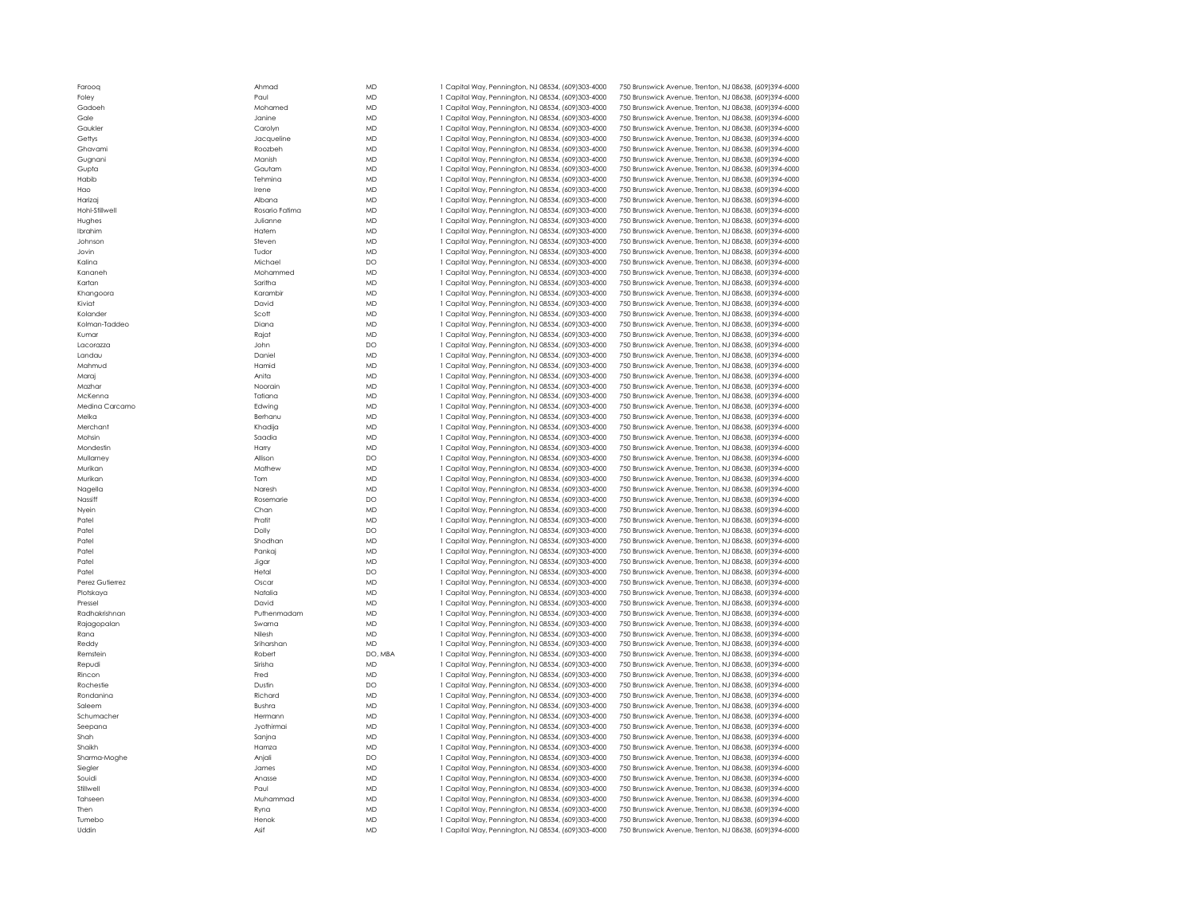| Farooq | Ahmad | MD | 1 Capital Way, Pennington, NJ 08534, (609)303-4000 | 750 Brunswick Avenue, Trenton, NJ 08638, (609)394-6000 |
|---|---|---|---|---|
| Foley | Paul | MD | 1 Capital Way, Pennington, NJ 08534, (609)303-4000 | 750 Brunswick Avenue, Trenton, NJ 08638, (609)394-6000 |
| Gadoeh | Mohamed | MD | 1 Capital Way, Pennington, NJ 08534, (609)303-4000 | 750 Brunswick Avenue, Trenton, NJ 08638, (609)394-6000 |
| Gale | Janine | MD | 1 Capital Way, Pennington, NJ 08534, (609)303-4000 | 750 Brunswick Avenue, Trenton, NJ 08638, (609)394-6000 |
| Gaukler | Carolyn | MD | 1 Capital Way, Pennington, NJ 08534, (609)303-4000 | 750 Brunswick Avenue, Trenton, NJ 08638, (609)394-6000 |
| Gettys | Jacqueline | MD | 1 Capital Way, Pennington, NJ 08534, (609)303-4000 | 750 Brunswick Avenue, Trenton, NJ 08638, (609)394-6000 |
| Ghavami | Roozbeh | MD | 1 Capital Way, Pennington, NJ 08534, (609)303-4000 | 750 Brunswick Avenue, Trenton, NJ 08638, (609)394-6000 |
| Gugnani | Manish | MD | 1 Capital Way, Pennington, NJ 08534, (609)303-4000 | 750 Brunswick Avenue, Trenton, NJ 08638, (609)394-6000 |
| Gupta | Gautam | MD | 1 Capital Way, Pennington, NJ 08534, (609)303-4000 | 750 Brunswick Avenue, Trenton, NJ 08638, (609)394-6000 |
| Habib | Tehmina | MD | 1 Capital Way, Pennington, NJ 08534, (609)303-4000 | 750 Brunswick Avenue, Trenton, NJ 08638, (609)394-6000 |
| Hao | Irene | MD | 1 Capital Way, Pennington, NJ 08534, (609)303-4000 | 750 Brunswick Avenue, Trenton, NJ 08638, (609)394-6000 |
| Harizaj | Albana | MD | 1 Capital Way, Pennington, NJ 08534, (609)303-4000 | 750 Brunswick Avenue, Trenton, NJ 08638, (609)394-6000 |
| Hohl-Stillwell | Rosario Fatima | MD | 1 Capital Way, Pennington, NJ 08534, (609)303-4000 | 750 Brunswick Avenue, Trenton, NJ 08638, (609)394-6000 |
| Hughes | Julianne | MD | 1 Capital Way, Pennington, NJ 08534, (609)303-4000 | 750 Brunswick Avenue, Trenton, NJ 08638, (609)394-6000 |
| Ibrahim | Hatem | MD | 1 Capital Way, Pennington, NJ 08534, (609)303-4000 | 750 Brunswick Avenue, Trenton, NJ 08638, (609)394-6000 |
| Johnson | Steven | MD | 1 Capital Way, Pennington, NJ 08534, (609)303-4000 | 750 Brunswick Avenue, Trenton, NJ 08638, (609)394-6000 |
| Jovin | Tudor | MD | 1 Capital Way, Pennington, NJ 08534, (609)303-4000 | 750 Brunswick Avenue, Trenton, NJ 08638, (609)394-6000 |
| Kalina | Michael | DO | 1 Capital Way, Pennington, NJ 08534, (609)303-4000 | 750 Brunswick Avenue, Trenton, NJ 08638, (609)394-6000 |
| Kananeh | Mohammed | MD | 1 Capital Way, Pennington, NJ 08534, (609)303-4000 | 750 Brunswick Avenue, Trenton, NJ 08638, (609)394-6000 |
| Kartan | Saritha | MD | 1 Capital Way, Pennington, NJ 08534, (609)303-4000 | 750 Brunswick Avenue, Trenton, NJ 08638, (609)394-6000 |
| Khangoora | Karambir | MD | 1 Capital Way, Pennington, NJ 08534, (609)303-4000 | 750 Brunswick Avenue, Trenton, NJ 08638, (609)394-6000 |
| Kiviat | David | MD | 1 Capital Way, Pennington, NJ 08534, (609)303-4000 | 750 Brunswick Avenue, Trenton, NJ 08638, (609)394-6000 |
| Kolander | Scott | MD | 1 Capital Way, Pennington, NJ 08534, (609)303-4000 | 750 Brunswick Avenue, Trenton, NJ 08638, (609)394-6000 |
| Kolman-Taddeo | Diana | MD | 1 Capital Way, Pennington, NJ 08534, (609)303-4000 | 750 Brunswick Avenue, Trenton, NJ 08638, (609)394-6000 |
| Kumar | Rajat | MD | 1 Capital Way, Pennington, NJ 08534, (609)303-4000 | 750 Brunswick Avenue, Trenton, NJ 08638, (609)394-6000 |
| Lacorazza | John | DO | 1 Capital Way, Pennington, NJ 08534, (609)303-4000 | 750 Brunswick Avenue, Trenton, NJ 08638, (609)394-6000 |
| Landau | Daniel | MD | 1 Capital Way, Pennington, NJ 08534, (609)303-4000 | 750 Brunswick Avenue, Trenton, NJ 08638, (609)394-6000 |
| Mahmud | Hamid | MD | 1 Capital Way, Pennington, NJ 08534, (609)303-4000 | 750 Brunswick Avenue, Trenton, NJ 08638, (609)394-6000 |
| Maraj | Anita | MD | 1 Capital Way, Pennington, NJ 08534, (609)303-4000 | 750 Brunswick Avenue, Trenton, NJ 08638, (609)394-6000 |
| Mazhar | Noorain | MD | 1 Capital Way, Pennington, NJ 08534, (609)303-4000 | 750 Brunswick Avenue, Trenton, NJ 08638, (609)394-6000 |
| McKenna | Tatiana | MD | 1 Capital Way, Pennington, NJ 08534, (609)303-4000 | 750 Brunswick Avenue, Trenton, NJ 08638, (609)394-6000 |
| Medina Carcamo | Edwing | MD | 1 Capital Way, Pennington, NJ 08534, (609)303-4000 | 750 Brunswick Avenue, Trenton, NJ 08638, (609)394-6000 |
| Melka | Berhanu | MD | 1 Capital Way, Pennington, NJ 08534, (609)303-4000 | 750 Brunswick Avenue, Trenton, NJ 08638, (609)394-6000 |
| Merchant | Khadija | MD | 1 Capital Way, Pennington, NJ 08534, (609)303-4000 | 750 Brunswick Avenue, Trenton, NJ 08638, (609)394-6000 |
| Mohsin | Saadia | MD | 1 Capital Way, Pennington, NJ 08534, (609)303-4000 | 750 Brunswick Avenue, Trenton, NJ 08638, (609)394-6000 |
| Mondestin | Harry | MD | 1 Capital Way, Pennington, NJ 08534, (609)303-4000 | 750 Brunswick Avenue, Trenton, NJ 08638, (609)394-6000 |
| Mullarney | Allison | DO | 1 Capital Way, Pennington, NJ 08534, (609)303-4000 | 750 Brunswick Avenue, Trenton, NJ 08638, (609)394-6000 |
| Murikan | Mathew | MD | 1 Capital Way, Pennington, NJ 08534, (609)303-4000 | 750 Brunswick Avenue, Trenton, NJ 08638, (609)394-6000 |
| Murikan | Tom | MD | 1 Capital Way, Pennington, NJ 08534, (609)303-4000 | 750 Brunswick Avenue, Trenton, NJ 08638, (609)394-6000 |
| Nagella | Naresh | MD | 1 Capital Way, Pennington, NJ 08534, (609)303-4000 | 750 Brunswick Avenue, Trenton, NJ 08638, (609)394-6000 |
| Nassiff | Rosemarie | DO | 1 Capital Way, Pennington, NJ 08534, (609)303-4000 | 750 Brunswick Avenue, Trenton, NJ 08638, (609)394-6000 |
| Nyein | Chan | MD | 1 Capital Way, Pennington, NJ 08534, (609)303-4000 | 750 Brunswick Avenue, Trenton, NJ 08638, (609)394-6000 |
| Patel | Pratit | MD | 1 Capital Way, Pennington, NJ 08534, (609)303-4000 | 750 Brunswick Avenue, Trenton, NJ 08638, (609)394-6000 |
| Patel | Dolly | DO | 1 Capital Way, Pennington, NJ 08534, (609)303-4000 | 750 Brunswick Avenue, Trenton, NJ 08638, (609)394-6000 |
| Patel | Shodhan | MD | 1 Capital Way, Pennington, NJ 08534, (609)303-4000 | 750 Brunswick Avenue, Trenton, NJ 08638, (609)394-6000 |
| Patel | Pankaj | MD | 1 Capital Way, Pennington, NJ 08534, (609)303-4000 | 750 Brunswick Avenue, Trenton, NJ 08638, (609)394-6000 |
| Patel | Jigar | MD | 1 Capital Way, Pennington, NJ 08534, (609)303-4000 | 750 Brunswick Avenue, Trenton, NJ 08638, (609)394-6000 |
| Patel | Hetal | DO | 1 Capital Way, Pennington, NJ 08534, (609)303-4000 | 750 Brunswick Avenue, Trenton, NJ 08638, (609)394-6000 |
| Perez Gutierrez | Oscar | MD | 1 Capital Way, Pennington, NJ 08534, (609)303-4000 | 750 Brunswick Avenue, Trenton, NJ 08638, (609)394-6000 |
| Plotskaya | Natalia | MD | 1 Capital Way, Pennington, NJ 08534, (609)303-4000 | 750 Brunswick Avenue, Trenton, NJ 08638, (609)394-6000 |
| Pressel | David | MD | 1 Capital Way, Pennington, NJ 08534, (609)303-4000 | 750 Brunswick Avenue, Trenton, NJ 08638, (609)394-6000 |
| Radhakrishnan | Puthenmadam | MD | 1 Capital Way, Pennington, NJ 08534, (609)303-4000 | 750 Brunswick Avenue, Trenton, NJ 08638, (609)394-6000 |
| Rajagopalan | Swarna | MD | 1 Capital Way, Pennington, NJ 08534, (609)303-4000 | 750 Brunswick Avenue, Trenton, NJ 08638, (609)394-6000 |
| Rana | Nilesh | MD | 1 Capital Way, Pennington, NJ 08534, (609)303-4000 | 750 Brunswick Avenue, Trenton, NJ 08638, (609)394-6000 |
| Reddy | Sriharshan | MD | 1 Capital Way, Pennington, NJ 08534, (609)303-4000 | 750 Brunswick Avenue, Trenton, NJ 08638, (609)394-6000 |
| Remstein | Robert | DO, MBA | 1 Capital Way, Pennington, NJ 08534, (609)303-4000 | 750 Brunswick Avenue, Trenton, NJ 08638, (609)394-6000 |
| Repudi | Sirisha | MD | 1 Capital Way, Pennington, NJ 08534, (609)303-4000 | 750 Brunswick Avenue, Trenton, NJ 08638, (609)394-6000 |
| Rincon | Fred | MD | 1 Capital Way, Pennington, NJ 08534, (609)303-4000 | 750 Brunswick Avenue, Trenton, NJ 08638, (609)394-6000 |
| Rochestie | Dustin | DO | 1 Capital Way, Pennington, NJ 08534, (609)303-4000 | 750 Brunswick Avenue, Trenton, NJ 08638, (609)394-6000 |
| Rondanina | Richard | MD | 1 Capital Way, Pennington, NJ 08534, (609)303-4000 | 750 Brunswick Avenue, Trenton, NJ 08638, (609)394-6000 |
| Saleem | Bushra | MD | 1 Capital Way, Pennington, NJ 08534, (609)303-4000 | 750 Brunswick Avenue, Trenton, NJ 08638, (609)394-6000 |
| Schumacher | Hermann | MD | 1 Capital Way, Pennington, NJ 08534, (609)303-4000 | 750 Brunswick Avenue, Trenton, NJ 08638, (609)394-6000 |
| Seepana | Jyothirmai | MD | 1 Capital Way, Pennington, NJ 08534, (609)303-4000 | 750 Brunswick Avenue, Trenton, NJ 08638, (609)394-6000 |
| Shah | Sanjna | MD | 1 Capital Way, Pennington, NJ 08534, (609)303-4000 | 750 Brunswick Avenue, Trenton, NJ 08638, (609)394-6000 |
| Shaikh | Hamza | MD | 1 Capital Way, Pennington, NJ 08534, (609)303-4000 | 750 Brunswick Avenue, Trenton, NJ 08638, (609)394-6000 |
| Sharma-Moghe | Anjali | DO | 1 Capital Way, Pennington, NJ 08534, (609)303-4000 | 750 Brunswick Avenue, Trenton, NJ 08638, (609)394-6000 |
| Siegler | James | MD | 1 Capital Way, Pennington, NJ 08534, (609)303-4000 | 750 Brunswick Avenue, Trenton, NJ 08638, (609)394-6000 |
| Souidi | Anasse | MD | 1 Capital Way, Pennington, NJ 08534, (609)303-4000 | 750 Brunswick Avenue, Trenton, NJ 08638, (609)394-6000 |
| Stillwell | Paul | MD | 1 Capital Way, Pennington, NJ 08534, (609)303-4000 | 750 Brunswick Avenue, Trenton, NJ 08638, (609)394-6000 |
| Tahseen | Muhammad | MD | 1 Capital Way, Pennington, NJ 08534, (609)303-4000 | 750 Brunswick Avenue, Trenton, NJ 08638, (609)394-6000 |
| Then | Ryna | MD | 1 Capital Way, Pennington, NJ 08534, (609)303-4000 | 750 Brunswick Avenue, Trenton, NJ 08638, (609)394-6000 |
| Tumebo | Henok | MD | 1 Capital Way, Pennington, NJ 08534, (609)303-4000 | 750 Brunswick Avenue, Trenton, NJ 08638, (609)394-6000 |
| Uddin | Asif | MD | 1 Capital Way, Pennington, NJ 08534, (609)303-4000 | 750 Brunswick Avenue, Trenton, NJ 08638, (609)394-6000 |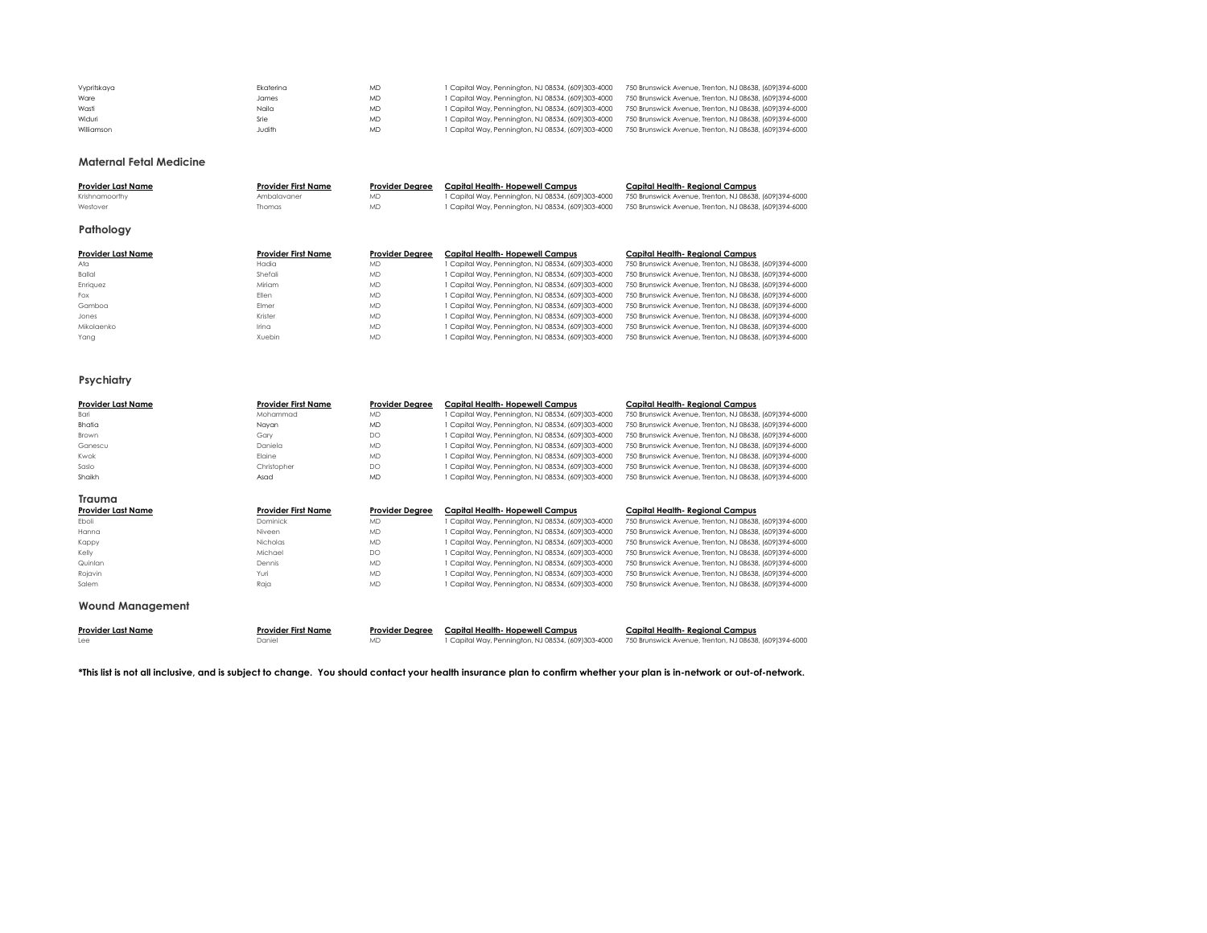| | | | | |
|---|---|---|---|---|
| Vypritskaya | Ekaterina | MD | 1 Capital Way, Pennington, NJ 08534, (609)303-4000 | 750 Brunswick Avenue, Trenton, NJ 08638, (609)394-6000 |
| Ware | James | MD | 1 Capital Way, Pennington, NJ 08534, (609)303-4000 | 750 Brunswick Avenue, Trenton, NJ 08638, (609)394-6000 |
| Wasti | Naila | MD | 1 Capital Way, Pennington, NJ 08534, (609)303-4000 | 750 Brunswick Avenue, Trenton, NJ 08638, (609)394-6000 |
| Widuri | Srie | MD | 1 Capital Way, Pennington, NJ 08534, (609)303-4000 | 750 Brunswick Avenue, Trenton, NJ 08638, (609)394-6000 |
| Williamson | Judith | MD | 1 Capital Way, Pennington, NJ 08534, (609)303-4000 | 750 Brunswick Avenue, Trenton, NJ 08638, (609)394-6000 |

## Maternal Fetal Medicine

| Provider Last Name | Provider First Name | Provider Degree | Capital Health- Hopewell Campus | Capital Health- Regional Campus |
|---|---|---|---|---|
| Krishnamoorthy | Ambalavaner | MD | 1 Capital Way, Pennington, NJ 08534, (609)303-4000 | 750 Brunswick Avenue, Trenton, NJ 08638, (609)394-6000 |
| Westover | Thomas | MD | 1 Capital Way, Pennington, NJ 08534, (609)303-4000 | 750 Brunswick Avenue, Trenton, NJ 08638, (609)394-6000 |

## Pathology

| Provider Last Name | Provider First Name | Provider Degree | Capital Health- Hopewell Campus | Capital Health- Regional Campus |
|---|---|---|---|---|
| Ata | Hadia | MD | 1 Capital Way, Pennington, NJ 08534, (609)303-4000 | 750 Brunswick Avenue, Trenton, NJ 08638, (609)394-6000 |
| Ballal | Shefali | MD | 1 Capital Way, Pennington, NJ 08534, (609)303-4000 | 750 Brunswick Avenue, Trenton, NJ 08638, (609)394-6000 |
| Enriquez | Miriam | MD | 1 Capital Way, Pennington, NJ 08534, (609)303-4000 | 750 Brunswick Avenue, Trenton, NJ 08638, (609)394-6000 |
| Fox | Ellen | MD | 1 Capital Way, Pennington, NJ 08534, (609)303-4000 | 750 Brunswick Avenue, Trenton, NJ 08638, (609)394-6000 |
| Gamboa | Elmer | MD | 1 Capital Way, Pennington, NJ 08534, (609)303-4000 | 750 Brunswick Avenue, Trenton, NJ 08638, (609)394-6000 |
| Jones | Krister | MD | 1 Capital Way, Pennington, NJ 08534, (609)303-4000 | 750 Brunswick Avenue, Trenton, NJ 08638, (609)394-6000 |
| Mikolaenko | Irina | MD | 1 Capital Way, Pennington, NJ 08534, (609)303-4000 | 750 Brunswick Avenue, Trenton, NJ 08638, (609)394-6000 |
| Yang | Xuebin | MD | 1 Capital Way, Pennington, NJ 08534, (609)303-4000 | 750 Brunswick Avenue, Trenton, NJ 08638, (609)394-6000 |

## Psychiatry

| Provider Last Name | Provider First Name | Provider Degree | Capital Health- Hopewell Campus | Capital Health- Regional Campus |
|---|---|---|---|---|
| Bari | Mohammad | MD | 1 Capital Way, Pennington, NJ 08534, (609)303-4000 | 750 Brunswick Avenue, Trenton, NJ 08638, (609)394-6000 |
| Bhatia | Nayan | MD | 1 Capital Way, Pennington, NJ 08534, (609)303-4000 | 750 Brunswick Avenue, Trenton, NJ 08638, (609)394-6000 |
| Brown | Gary | DO | 1 Capital Way, Pennington, NJ 08534, (609)303-4000 | 750 Brunswick Avenue, Trenton, NJ 08638, (609)394-6000 |
| Ganescu | Daniela | MD | 1 Capital Way, Pennington, NJ 08534, (609)303-4000 | 750 Brunswick Avenue, Trenton, NJ 08638, (609)394-6000 |
| Kwok | Elaine | MD | 1 Capital Way, Pennington, NJ 08534, (609)303-4000 | 750 Brunswick Avenue, Trenton, NJ 08638, (609)394-6000 |
| Saslo | Christopher | DO | 1 Capital Way, Pennington, NJ 08534, (609)303-4000 | 750 Brunswick Avenue, Trenton, NJ 08638, (609)394-6000 |
| Shaikh | Asad | MD | 1 Capital Way, Pennington, NJ 08534, (609)303-4000 | 750 Brunswick Avenue, Trenton, NJ 08638, (609)394-6000 |

## Trauma

| Provider Last Name | Provider First Name | Provider Degree | Capital Health- Hopewell Campus | Capital Health- Regional Campus |
|---|---|---|---|---|
| Eboli | Dominick | MD | 1 Capital Way, Pennington, NJ 08534, (609)303-4000 | 750 Brunswick Avenue, Trenton, NJ 08638, (609)394-6000 |
| Hanna | Niveen | MD | 1 Capital Way, Pennington, NJ 08534, (609)303-4000 | 750 Brunswick Avenue, Trenton, NJ 08638, (609)394-6000 |
| Kappy | Nicholas | MD | 1 Capital Way, Pennington, NJ 08534, (609)303-4000 | 750 Brunswick Avenue, Trenton, NJ 08638, (609)394-6000 |
| Kelly | Michael | DO | 1 Capital Way, Pennington, NJ 08534, (609)303-4000 | 750 Brunswick Avenue, Trenton, NJ 08638, (609)394-6000 |
| Quinlan | Dennis | MD | 1 Capital Way, Pennington, NJ 08534, (609)303-4000 | 750 Brunswick Avenue, Trenton, NJ 08638, (609)394-6000 |
| Rojavin | Yuri | MD | 1 Capital Way, Pennington, NJ 08534, (609)303-4000 | 750 Brunswick Avenue, Trenton, NJ 08638, (609)394-6000 |
| Salem | Raja | MD | 1 Capital Way, Pennington, NJ 08534, (609)303-4000 | 750 Brunswick Avenue, Trenton, NJ 08638, (609)394-6000 |

## Wound Management

| Provider Last Name | Provider First Name | Provider Degree | Capital Health- Hopewell Campus | Capital Health- Regional Campus |
|---|---|---|---|---|
| Lee | Daniel | MD | 1 Capital Way, Pennington, NJ 08534, (609)303-4000 | 750 Brunswick Avenue, Trenton, NJ 08638, (609)394-6000 |

**\*This list is not all inclusive, and is subject to change. You should contact your health insurance plan to confirm whether your plan is in-network or out-of-network.**